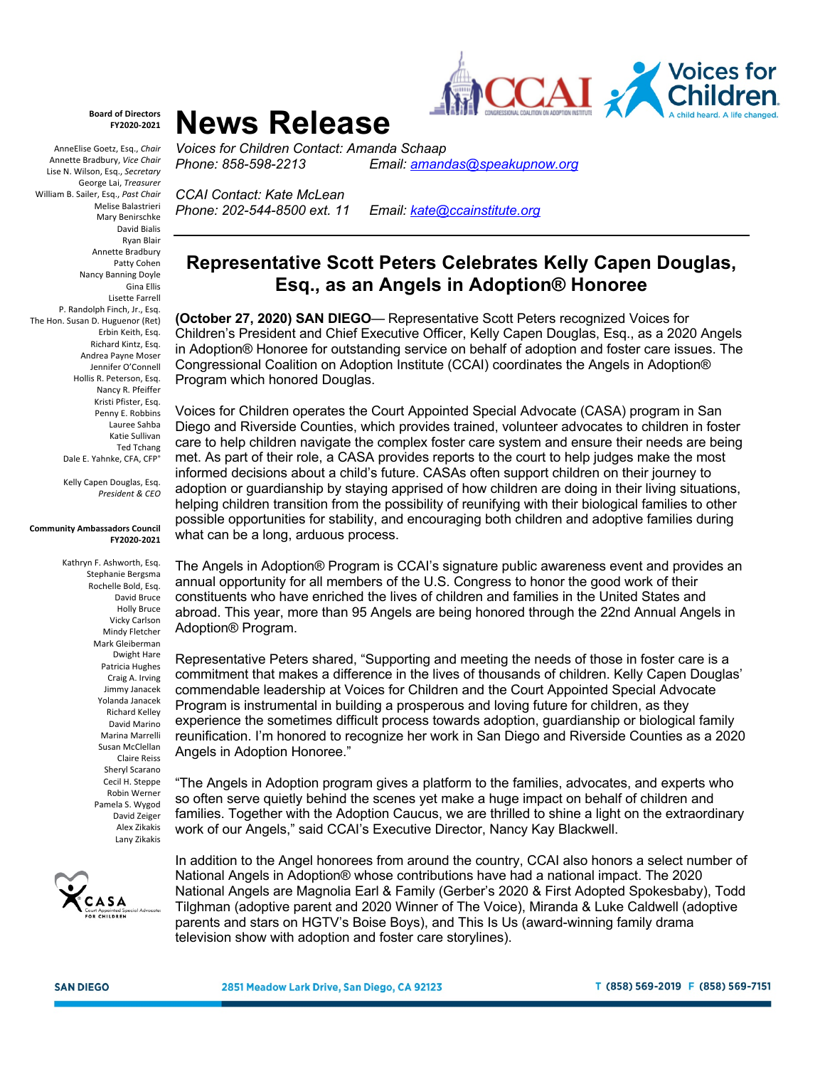# News Release

*Voices for Children Contact: Amanda Schaap*
*Phone: 858-598-2213* *Email: amandas@speakupnow.org*

*CCAI Contact: Kate McLean*
*Phone: 202-544-8500 ext. 11* *Email: kate@ccainstitute.org*

**Board of Directors FY2020-2021**

AnneElise Goetz, Esq., *Chair*
Annette Bradbury, *Vice Chair*
Lise N. Wilson, Esq., *Secretary*
George Lai, *Treasurer*
William B. Sailer, Esq., *Past Chair*
Melise Balastrieri
Mary Benirschke
David Bialis
Ryan Blair
Annette Bradbury
Patty Cohen
Nancy Banning Doyle
Gina Ellis
Lisette Farrell
P. Randolph Finch, Jr., Esq.
The Hon. Susan D. Huguenor (Ret)
Erbin Keith, Esq.
Richard Kintz, Esq.
Andrea Payne Moser
Jennifer O'Connell
Hollis R. Peterson, Esq.
Nancy R. Pfeiffer
Kristi Pfister, Esq.
Penny E. Robbins
Lauree Sahba
Katie Sullivan
Ted Tchang
Dale E. Yahnke, CFA, CFP®

Kelly Capen Douglas, Esq.
*President & CEO*

**Community Ambassadors Council FY2020-2021**

Kathryn F. Ashworth, Esq.
Stephanie Bergsma
Rochelle Bold, Esq.
David Bruce
Holly Bruce
Vicky Carlson
Mindy Fletcher
Mark Gleiberman
Dwight Hare
Patricia Hughes
Craig A. Irving
Jimmy Janacek
Yolanda Janacek
Richard Kelley
David Marino
Marina Marrelli
Susan McClellan
Claire Reiss
Sheryl Scarano
Cecil H. Steppe
Robin Werner
Pamela S. Wygod
David Zeiger
Alex Zikakis
Lany Zikakis

## Representative Scott Peters Celebrates Kelly Capen Douglas, Esq., as an Angels in Adoption® Honoree

**(October 27, 2020) SAN DIEGO**— Representative Scott Peters recognized Voices for Children's President and Chief Executive Officer, Kelly Capen Douglas, Esq., as a 2020 Angels in Adoption® Honoree for outstanding service on behalf of adoption and foster care issues. The Congressional Coalition on Adoption Institute (CCAI) coordinates the Angels in Adoption® Program which honored Douglas.

Voices for Children operates the Court Appointed Special Advocate (CASA) program in San Diego and Riverside Counties, which provides trained, volunteer advocates to children in foster care to help children navigate the complex foster care system and ensure their needs are being met. As part of their role, a CASA provides reports to the court to help judges make the most informed decisions about a child's future. CASAs often support children on their journey to adoption or guardianship by staying apprised of how children are doing in their living situations, helping children transition from the possibility of reunifying with their biological families to other possible opportunities for stability, and encouraging both children and adoptive families during what can be a long, arduous process.

The Angels in Adoption® Program is CCAI's signature public awareness event and provides an annual opportunity for all members of the U.S. Congress to honor the good work of their constituents who have enriched the lives of children and families in the United States and abroad. This year, more than 95 Angels are being honored through the 22nd Annual Angels in Adoption® Program.

Representative Peters shared, "Supporting and meeting the needs of those in foster care is a commitment that makes a difference in the lives of thousands of children. Kelly Capen Douglas' commendable leadership at Voices for Children and the Court Appointed Special Advocate Program is instrumental in building a prosperous and loving future for children, as they experience the sometimes difficult process towards adoption, guardianship or biological family reunification. I'm honored to recognize her work in San Diego and Riverside Counties as a 2020 Angels in Adoption Honoree."

"The Angels in Adoption program gives a platform to the families, advocates, and experts who so often serve quietly behind the scenes yet make a huge impact on behalf of children and families. Together with the Adoption Caucus, we are thrilled to shine a light on the extraordinary work of our Angels," said CCAI's Executive Director, Nancy Kay Blackwell.

In addition to the Angel honorees from around the country, CCAI also honors a select number of National Angels in Adoption® whose contributions have had a national impact. The 2020 National Angels are Magnolia Earl & Family (Gerber's 2020 & First Adopted Spokesbaby), Todd Tilghman (adoptive parent and 2020 Winner of The Voice), Miranda & Luke Caldwell (adoptive parents and stars on HGTV's Boise Boys), and This Is Us (award-winning family drama television show with adoption and foster care storylines).

SAN DIEGO 2851 Meadow Lark Drive, San Diego, CA 92123 T (858) 569-2019 F (858) 569-7151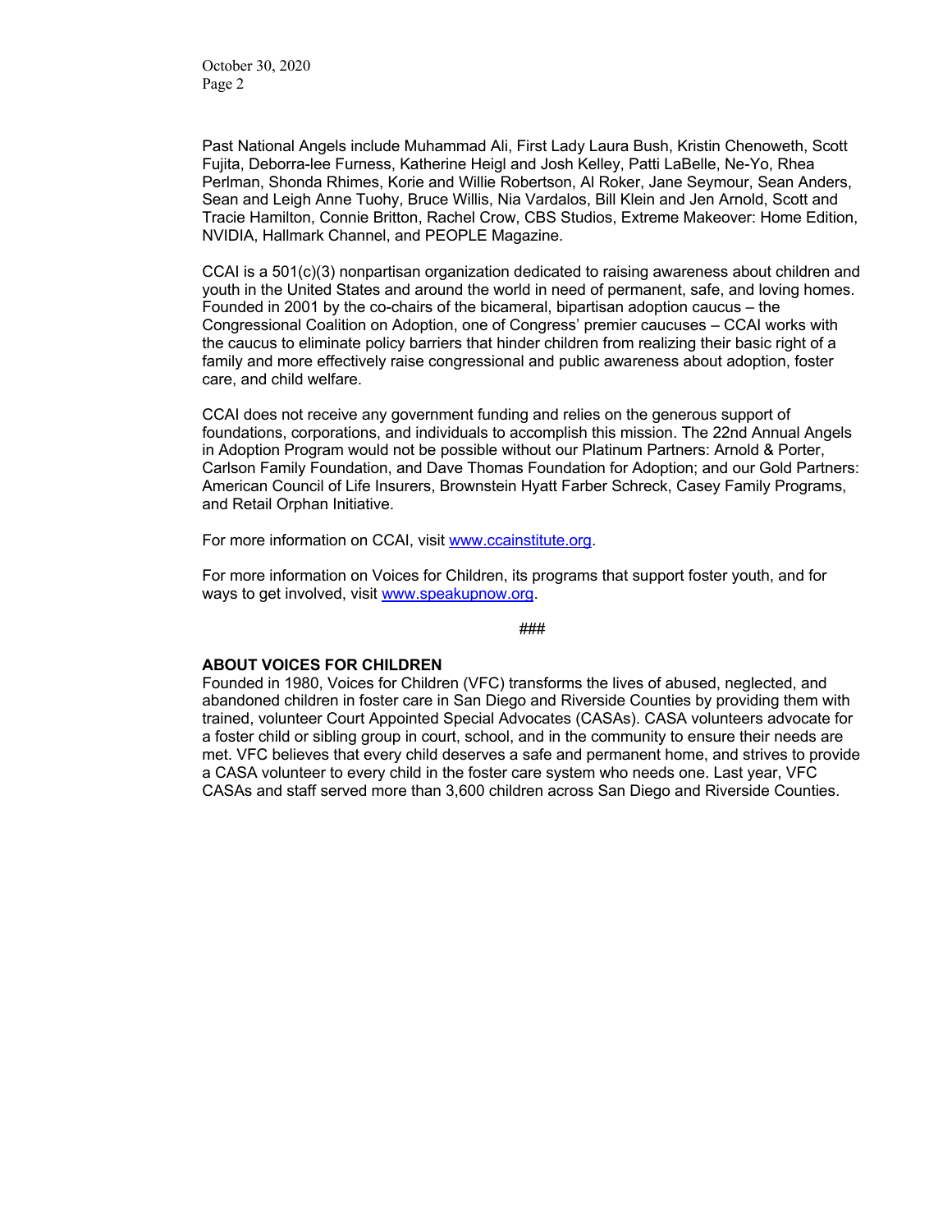Past National Angels include Muhammad Ali, First Lady Laura Bush, Kristin Chenoweth, Scott Fujita, Deborra-lee Furness, Katherine Heigl and Josh Kelley, Patti LaBelle, Ne-Yo, Rhea Perlman, Shonda Rhimes, Korie and Willie Robertson, Al Roker, Jane Seymour, Sean Anders, Sean and Leigh Anne Tuohy, Bruce Willis, Nia Vardalos, Bill Klein and Jen Arnold, Scott and Tracie Hamilton, Connie Britton, Rachel Crow, CBS Studios, Extreme Makeover: Home Edition, NVIDIA, Hallmark Channel, and PEOPLE Magazine.

CCAI is a 501(c)(3) nonpartisan organization dedicated to raising awareness about children and youth in the United States and around the world in need of permanent, safe, and loving homes. Founded in 2001 by the co-chairs of the bicameral, bipartisan adoption caucus – the Congressional Coalition on Adoption, one of Congress' premier caucuses – CCAI works with the caucus to eliminate policy barriers that hinder children from realizing their basic right of a family and more effectively raise congressional and public awareness about adoption, foster care, and child welfare.

CCAI does not receive any government funding and relies on the generous support of foundations, corporations, and individuals to accomplish this mission. The 22nd Annual Angels in Adoption Program would not be possible without our Platinum Partners: Arnold & Porter, Carlson Family Foundation, and Dave Thomas Foundation for Adoption; and our Gold Partners: American Council of Life Insurers, Brownstein Hyatt Farber Schreck, Casey Family Programs, and Retail Orphan Initiative.

For more information on CCAI, visit www.ccainstitute.org.

For more information on Voices for Children, its programs that support foster youth, and for ways to get involved, visit www.speakupnow.org.

###

**ABOUT VOICES FOR CHILDREN**

Founded in 1980, Voices for Children (VFC) transforms the lives of abused, neglected, and abandoned children in foster care in San Diego and Riverside Counties by providing them with trained, volunteer Court Appointed Special Advocates (CASAs). CASA volunteers advocate for a foster child or sibling group in court, school, and in the community to ensure their needs are met. VFC believes that every child deserves a safe and permanent home, and strives to provide a CASA volunteer to every child in the foster care system who needs one. Last year, VFC CASAs and staff served more than 3,600 children across San Diego and Riverside Counties.